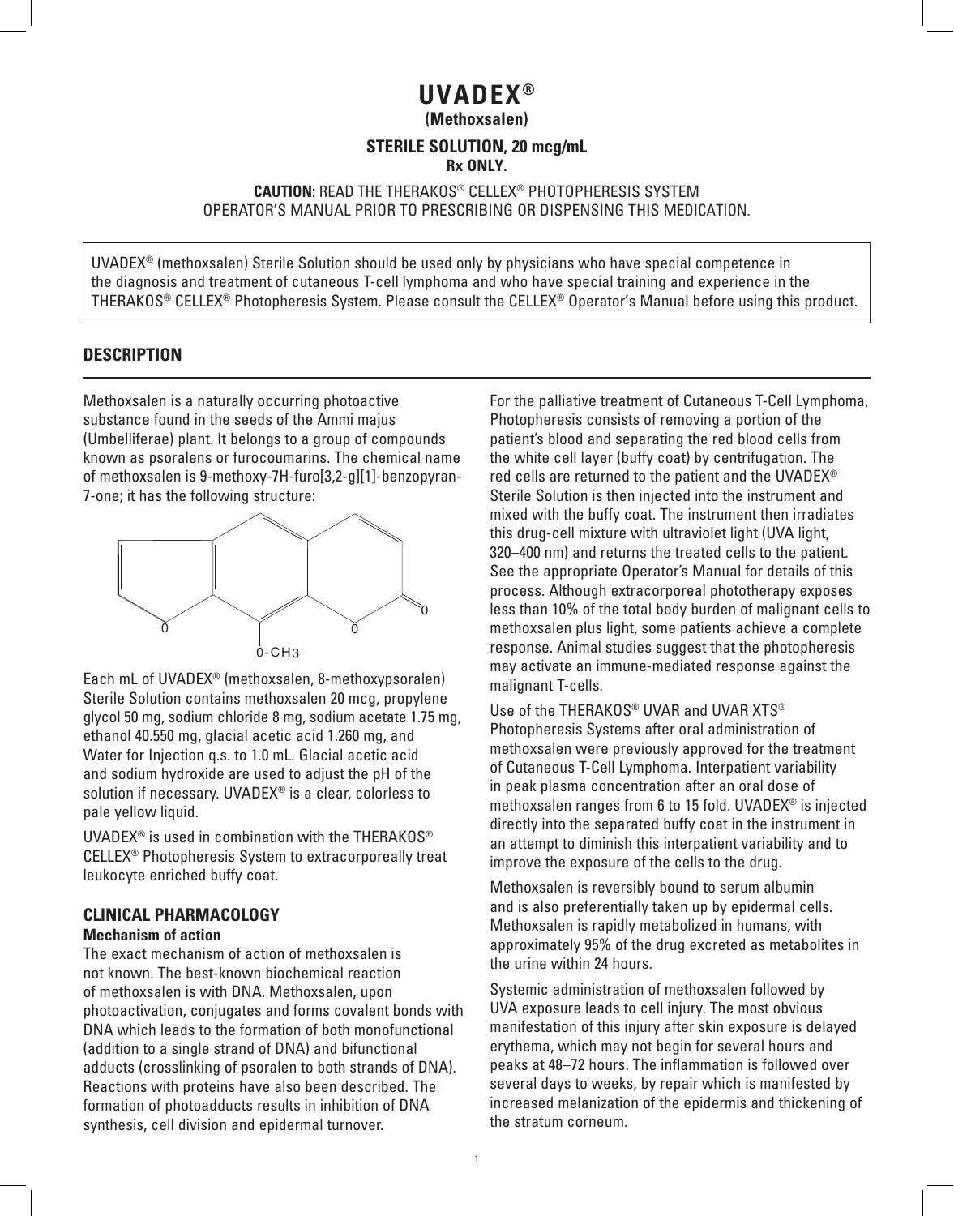# UVADEX®

**(Methoxsalen)**

**STERILE SOLUTION, 20 mcg/mL**

**Rx ONLY.**

**CAUTION:** READ THE THERAKOS® CELLEX® PHOTOPHERESIS SYSTEM OPERATOR'S MANUAL PRIOR TO PRESCRIBING OR DISPENSING THIS MEDICATION.

> UVADEX® (methoxsalen) Sterile Solution should be used only by physicians who have special competence in the diagnosis and treatment of cutaneous T-cell lymphoma and who have special training and experience in the THERAKOS® CELLEX® Photopheresis System. Please consult the CELLEX® Operator's Manual before using this product.

## DESCRIPTION

Methoxsalen is a naturally occurring photoactive substance found in the seeds of the Ammi majus (Umbelliferae) plant. It belongs to a group of compounds known as psoralens or furocoumarins. The chemical name of methoxsalen is 9-methoxy-7H-furo[3,2-g][1]-benzopyran-7-one; it has the following structure:

O-CH3

Each mL of UVADEX® (methoxsalen, 8-methoxypsoralen) Sterile Solution contains methoxsalen 20 mcg, propylene glycol 50 mg, sodium chloride 8 mg, sodium acetate 1.75 mg, ethanol 40.550 mg, glacial acetic acid 1.260 mg, and Water for Injection q.s. to 1.0 mL. Glacial acetic acid and sodium hydroxide are used to adjust the pH of the solution if necessary. UVADEX® is a clear, colorless to pale yellow liquid.

UVADEX® is used in combination with the THERAKOS® CELLEX® Photopheresis System to extracorporeally treat leukocyte enriched buffy coat.

## CLINICAL PHARMACOLOGY

### Mechanism of action

The exact mechanism of action of methoxsalen is not known. The best-known biochemical reaction of methoxsalen is with DNA. Methoxsalen, upon photoactivation, conjugates and forms covalent bonds with DNA which leads to the formation of both monofunctional (addition to a single strand of DNA) and bifunctional adducts (crosslinking of psoralen to both strands of DNA). Reactions with proteins have also been described. The formation of photoadducts results in inhibition of DNA synthesis, cell division and epidermal turnover.

For the palliative treatment of Cutaneous T-Cell Lymphoma, Photopheresis consists of removing a portion of the patient's blood and separating the red blood cells from the white cell layer (buffy coat) by centrifugation. The red cells are returned to the patient and the UVADEX® Sterile Solution is then injected into the instrument and mixed with the buffy coat. The instrument then irradiates this drug-cell mixture with ultraviolet light (UVA light, 320–400 nm) and returns the treated cells to the patient. See the appropriate Operator's Manual for details of this process. Although extracorporeal phototherapy exposes less than 10% of the total body burden of malignant cells to methoxsalen plus light, some patients achieve a complete response. Animal studies suggest that the photopheresis may activate an immune-mediated response against the malignant T-cells.

Use of the THERAKOS® UVAR and UVAR XTS® Photopheresis Systems after oral administration of methoxsalen were previously approved for the treatment of Cutaneous T-Cell Lymphoma. Interpatient variability in peak plasma concentration after an oral dose of methoxsalen ranges from 6 to 15 fold. UVADEX® is injected directly into the separated buffy coat in the instrument in an attempt to diminish this interpatient variability and to improve the exposure of the cells to the drug.

Methoxsalen is reversibly bound to serum albumin and is also preferentially taken up by epidermal cells. Methoxsalen is rapidly metabolized in humans, with approximately 95% of the drug excreted as metabolites in the urine within 24 hours.

Systemic administration of methoxsalen followed by UVA exposure leads to cell injury. The most obvious manifestation of this injury after skin exposure is delayed erythema, which may not begin for several hours and peaks at 48–72 hours. The inflammation is followed over several days to weeks, by repair which is manifested by increased melanization of the epidermis and thickening of the stratum corneum.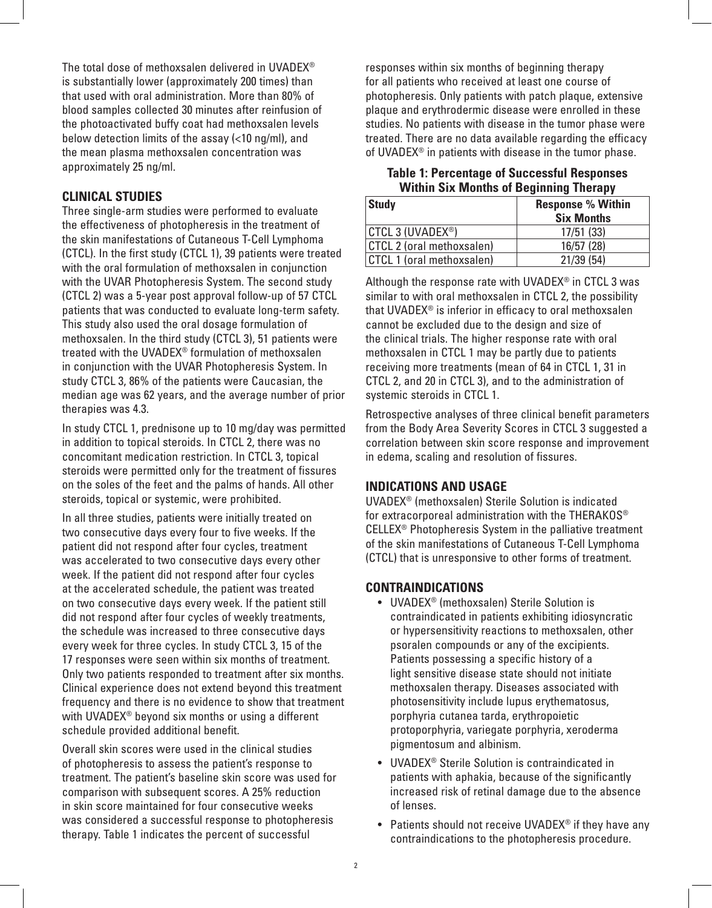The total dose of methoxsalen delivered in UVADEX® is substantially lower (approximately 200 times) than that used with oral administration. More than 80% of blood samples collected 30 minutes after reinfusion of the photoactivated buffy coat had methoxsalen levels below detection limits of the assay (<10 ng/ml), and the mean plasma methoxsalen concentration was approximately 25 ng/ml.

## CLINICAL STUDIES

Three single-arm studies were performed to evaluate the effectiveness of photopheresis in the treatment of the skin manifestations of Cutaneous T-Cell Lymphoma (CTCL). In the first study (CTCL 1), 39 patients were treated with the oral formulation of methoxsalen in conjunction with the UVAR Photopheresis System. The second study (CTCL 2) was a 5-year post approval follow-up of 57 CTCL patients that was conducted to evaluate long-term safety. This study also used the oral dosage formulation of methoxsalen. In the third study (CTCL 3), 51 patients were treated with the UVADEX® formulation of methoxsalen in conjunction with the UVAR Photopheresis System. In study CTCL 3, 86% of the patients were Caucasian, the median age was 62 years, and the average number of prior therapies was 4.3.

In study CTCL 1, prednisone up to 10 mg/day was permitted in addition to topical steroids. In CTCL 2, there was no concomitant medication restriction. In CTCL 3, topical steroids were permitted only for the treatment of fissures on the soles of the feet and the palms of hands. All other steroids, topical or systemic, were prohibited.

In all three studies, patients were initially treated on two consecutive days every four to five weeks. If the patient did not respond after four cycles, treatment was accelerated to two consecutive days every other week. If the patient did not respond after four cycles at the accelerated schedule, the patient was treated on two consecutive days every week. If the patient still did not respond after four cycles of weekly treatments, the schedule was increased to three consecutive days every week for three cycles. In study CTCL 3, 15 of the 17 responses were seen within six months of treatment. Only two patients responded to treatment after six months. Clinical experience does not extend beyond this treatment frequency and there is no evidence to show that treatment with UVADEX® beyond six months or using a different schedule provided additional benefit.

Overall skin scores were used in the clinical studies of photopheresis to assess the patient's response to treatment. The patient's baseline skin score was used for comparison with subsequent scores. A 25% reduction in skin score maintained for four consecutive weeks was considered a successful response to photopheresis therapy. Table 1 indicates the percent of successful responses within six months of beginning therapy for all patients who received at least one course of photopheresis. Only patients with patch plaque, extensive plaque and erythrodermic disease were enrolled in these studies. No patients with disease in the tumor phase were treated. There are no data available regarding the efficacy of UVADEX® in patients with disease in the tumor phase.

**Table 1: Percentage of Successful Responses Within Six Months of Beginning Therapy**

| Study | Response % Within Six Months |
|---|---|
| CTCL 3 (UVADEX®) | 17/51 (33) |
| CTCL 2 (oral methoxsalen) | 16/57 (28) |
| CTCL 1 (oral methoxsalen) | 21/39 (54) |

Although the response rate with UVADEX® in CTCL 3 was similar to with oral methoxsalen in CTCL 2, the possibility that UVADEX® is inferior in efficacy to oral methoxsalen cannot be excluded due to the design and size of the clinical trials. The higher response rate with oral methoxsalen in CTCL 1 may be partly due to patients receiving more treatments (mean of 64 in CTCL 1, 31 in CTCL 2, and 20 in CTCL 3), and to the administration of systemic steroids in CTCL 1.

Retrospective analyses of three clinical benefit parameters from the Body Area Severity Scores in CTCL 3 suggested a correlation between skin score response and improvement in edema, scaling and resolution of fissures.

## INDICATIONS AND USAGE

UVADEX® (methoxsalen) Sterile Solution is indicated for extracorporeal administration with the THERAKOS® CELLEX® Photopheresis System in the palliative treatment of the skin manifestations of Cutaneous T-Cell Lymphoma (CTCL) that is unresponsive to other forms of treatment.

## CONTRAINDICATIONS

- UVADEX® (methoxsalen) Sterile Solution is contraindicated in patients exhibiting idiosyncratic or hypersensitivity reactions to methoxsalen, other psoralen compounds or any of the excipients. Patients possessing a specific history of a light sensitive disease state should not initiate methoxsalen therapy. Diseases associated with photosensitivity include lupus erythematosus, porphyria cutanea tarda, erythropoietic protoporphyria, variegate porphyria, xeroderma pigmentosum and albinism.
- UVADEX® Sterile Solution is contraindicated in patients with aphakia, because of the significantly increased risk of retinal damage due to the absence of lenses.
- Patients should not receive UVADEX® if they have any contraindications to the photopheresis procedure.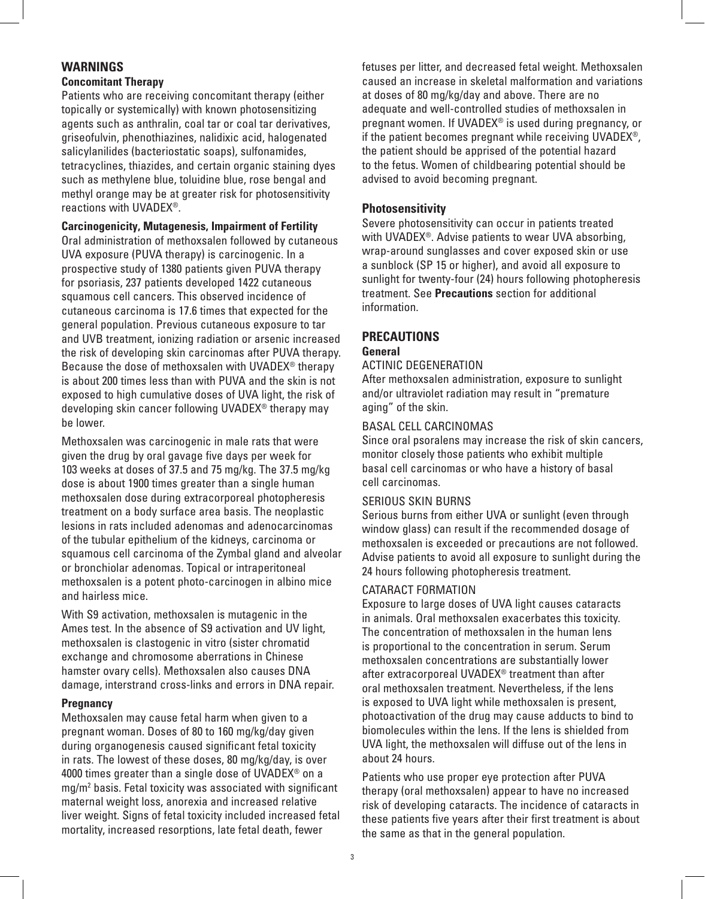## WARNINGS

### Concomitant Therapy

Patients who are receiving concomitant therapy (either topically or systemically) with known photosensitizing agents such as anthralin, coal tar or coal tar derivatives, griseofulvin, phenothiazines, nalidixic acid, halogenated salicylanilides (bacteriostatic soaps), sulfonamides, tetracyclines, thiazides, and certain organic staining dyes such as methylene blue, toluidine blue, rose bengal and methyl orange may be at greater risk for photosensitivity reactions with UVADEX®.

### Carcinogenicity, Mutagenesis, Impairment of Fertility

Oral administration of methoxsalen followed by cutaneous UVA exposure (PUVA therapy) is carcinogenic. In a prospective study of 1380 patients given PUVA therapy for psoriasis, 237 patients developed 1422 cutaneous squamous cell cancers. This observed incidence of cutaneous carcinoma is 17.6 times that expected for the general population. Previous cutaneous exposure to tar and UVB treatment, ionizing radiation or arsenic increased the risk of developing skin carcinomas after PUVA therapy. Because the dose of methoxsalen with UVADEX® therapy is about 200 times less than with PUVA and the skin is not exposed to high cumulative doses of UVA light, the risk of developing skin cancer following UVADEX® therapy may be lower.

Methoxsalen was carcinogenic in male rats that were given the drug by oral gavage five days per week for 103 weeks at doses of 37.5 and 75 mg/kg. The 37.5 mg/kg dose is about 1900 times greater than a single human methoxsalen dose during extracorporeal photopheresis treatment on a body surface area basis. The neoplastic lesions in rats included adenomas and adenocarcinomas of the tubular epithelium of the kidneys, carcinoma or squamous cell carcinoma of the Zymbal gland and alveolar or bronchiolar adenomas. Topical or intraperitoneal methoxsalen is a potent photo-carcinogen in albino mice and hairless mice.

With S9 activation, methoxsalen is mutagenic in the Ames test. In the absence of S9 activation and UV light, methoxsalen is clastogenic in vitro (sister chromatid exchange and chromosome aberrations in Chinese hamster ovary cells). Methoxsalen also causes DNA damage, interstrand cross-links and errors in DNA repair.

### Pregnancy

Methoxsalen may cause fetal harm when given to a pregnant woman. Doses of 80 to 160 mg/kg/day given during organogenesis caused significant fetal toxicity in rats. The lowest of these doses, 80 mg/kg/day, is over 4000 times greater than a single dose of UVADEX® on a $mg/m^2$ basis. Fetal toxicity was associated with significant maternal weight loss, anorexia and increased relative liver weight. Signs of fetal toxicity included increased fetal mortality, increased resorptions, late fetal death, fewer fetuses per litter, and decreased fetal weight. Methoxsalen caused an increase in skeletal malformation and variations at doses of 80 mg/kg/day and above. There are no adequate and well-controlled studies of methoxsalen in pregnant women. If UVADEX® is used during pregnancy, or if the patient becomes pregnant while receiving UVADEX®, the patient should be apprised of the potential hazard to the fetus. Women of childbearing potential should be advised to avoid becoming pregnant.

### Photosensitivity

Severe photosensitivity can occur in patients treated with UVADEX®. Advise patients to wear UVA absorbing, wrap-around sunglasses and cover exposed skin or use a sunblock (SP 15 or higher), and avoid all exposure to sunlight for twenty-four (24) hours following photopheresis treatment. See **Precautions** section for additional information.

## PRECAUTIONS

### General

#### ACTINIC DEGENERATION

After methoxsalen administration, exposure to sunlight and/or ultraviolet radiation may result in “premature aging” of the skin.

#### BASAL CELL CARCINOMAS

Since oral psoralens may increase the risk of skin cancers, monitor closely those patients who exhibit multiple basal cell carcinomas or who have a history of basal cell carcinomas.

#### SERIOUS SKIN BURNS

Serious burns from either UVA or sunlight (even through window glass) can result if the recommended dosage of methoxsalen is exceeded or precautions are not followed. Advise patients to avoid all exposure to sunlight during the 24 hours following photopheresis treatment.

#### CATARACT FORMATION

Exposure to large doses of UVA light causes cataracts in animals. Oral methoxsalen exacerbates this toxicity. The concentration of methoxsalen in the human lens is proportional to the concentration in serum. Serum methoxsalen concentrations are substantially lower after extracorporeal UVADEX® treatment than after oral methoxsalen treatment. Nevertheless, if the lens is exposed to UVA light while methoxsalen is present, photoactivation of the drug may cause adducts to bind to biomolecules within the lens. If the lens is shielded from UVA light, the methoxsalen will diffuse out of the lens in about 24 hours.

Patients who use proper eye protection after PUVA therapy (oral methoxsalen) appear to have no increased risk of developing cataracts. The incidence of cataracts in these patients five years after their first treatment is about the same as that in the general population.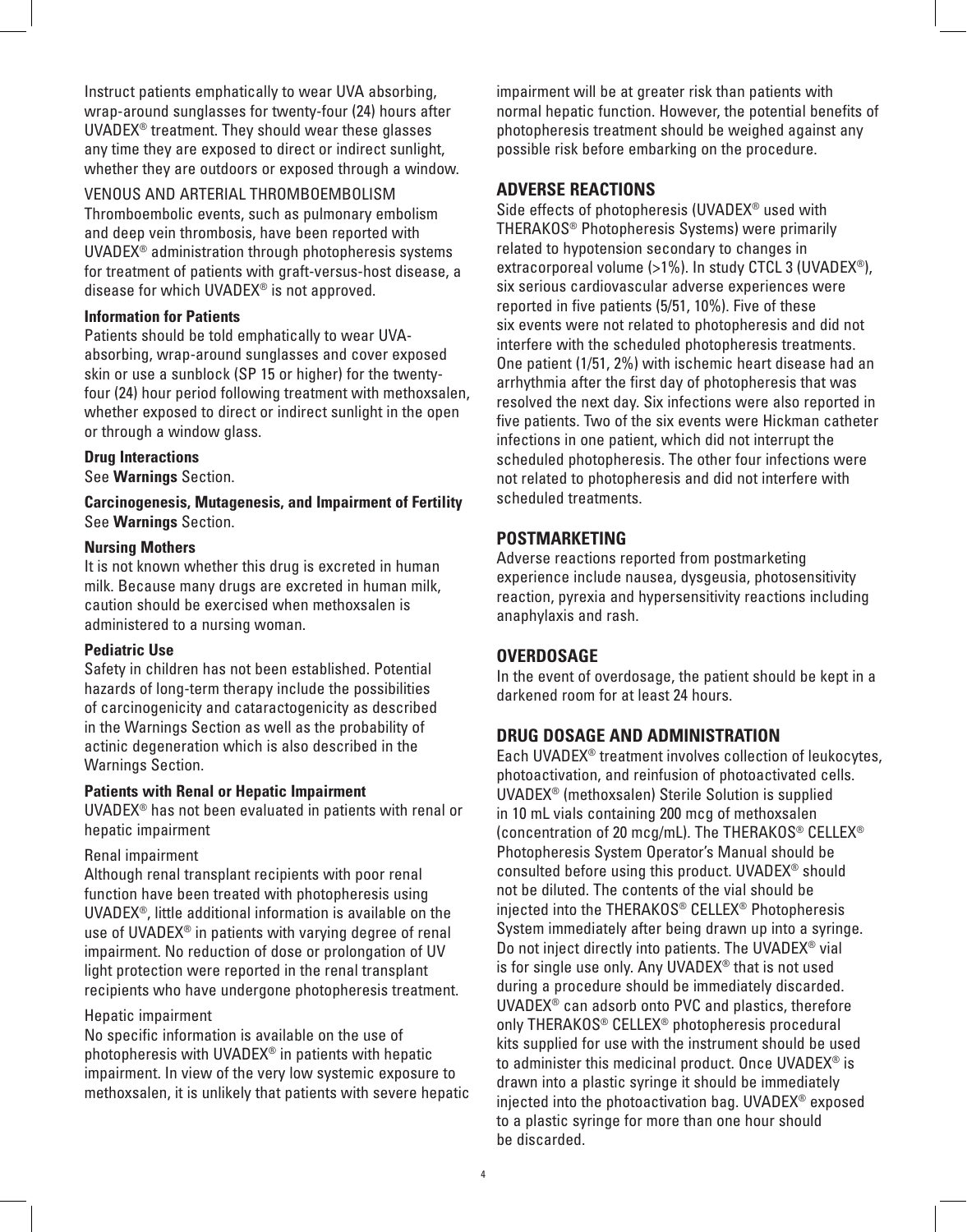Instruct patients emphatically to wear UVA absorbing, wrap-around sunglasses for twenty-four (24) hours after UVADEX® treatment. They should wear these glasses any time they are exposed to direct or indirect sunlight, whether they are outdoors or exposed through a window.

VENOUS AND ARTERIAL THROMBOEMBOLISM

Thromboembolic events, such as pulmonary embolism and deep vein thrombosis, have been reported with UVADEX® administration through photopheresis systems for treatment of patients with graft-versus-host disease, a disease for which UVADEX® is not approved.

**Information for Patients**

Patients should be told emphatically to wear UVA-absorbing, wrap-around sunglasses and cover exposed skin or use a sunblock (SP 15 or higher) for the twenty-four (24) hour period following treatment with methoxsalen, whether exposed to direct or indirect sunlight in the open or through a window glass.

**Drug Interactions**

See **Warnings** Section.

**Carcinogenesis, Mutagenesis, and Impairment of Fertility**

See **Warnings** Section.

**Nursing Mothers**

It is not known whether this drug is excreted in human milk. Because many drugs are excreted in human milk, caution should be exercised when methoxsalen is administered to a nursing woman.

**Pediatric Use**

Safety in children has not been established. Potential hazards of long-term therapy include the possibilities of carcinogenicity and cataractogenicity as described in the Warnings Section as well as the probability of actinic degeneration which is also described in the Warnings Section.

**Patients with Renal or Hepatic Impairment**

UVADEX® has not been evaluated in patients with renal or hepatic impairment

Renal impairment

Although renal transplant recipients with poor renal function have been treated with photopheresis using UVADEX®, little additional information is available on the use of UVADEX® in patients with varying degree of renal impairment. No reduction of dose or prolongation of UV light protection were reported in the renal transplant recipients who have undergone photopheresis treatment.

Hepatic impairment

No specific information is available on the use of photopheresis with UVADEX® in patients with hepatic impairment. In view of the very low systemic exposure to methoxsalen, it is unlikely that patients with severe hepatic impairment will be at greater risk than patients with normal hepatic function. However, the potential benefits of photopheresis treatment should be weighed against any possible risk before embarking on the procedure.

## ADVERSE REACTIONS

Side effects of photopheresis (UVADEX® used with THERAKOS® Photopheresis Systems) were primarily related to hypotension secondary to changes in extracorporeal volume (>1%). In study CTCL 3 (UVADEX®), six serious cardiovascular adverse experiences were reported in five patients (5/51, 10%). Five of these six events were not related to photopheresis and did not interfere with the scheduled photopheresis treatments. One patient (1/51, 2%) with ischemic heart disease had an arrhythmia after the first day of photopheresis that was resolved the next day. Six infections were also reported in five patients. Two of the six events were Hickman catheter infections in one patient, which did not interrupt the scheduled photopheresis. The other four infections were not related to photopheresis and did not interfere with scheduled treatments.

## POSTMARKETING

Adverse reactions reported from postmarketing experience include nausea, dysgeusia, photosensitivity reaction, pyrexia and hypersensitivity reactions including anaphylaxis and rash.

## OVERDOSAGE

In the event of overdosage, the patient should be kept in a darkened room for at least 24 hours.

## DRUG DOSAGE AND ADMINISTRATION

Each UVADEX® treatment involves collection of leukocytes, photoactivation, and reinfusion of photoactivated cells. UVADEX® (methoxsalen) Sterile Solution is supplied in 10 mL vials containing 200 mcg of methoxsalen (concentration of 20 mcg/mL). The THERAKOS® CELLEX® Photopheresis System Operator's Manual should be consulted before using this product. UVADEX® should not be diluted. The contents of the vial should be injected into the THERAKOS® CELLEX® Photopheresis System immediately after being drawn up into a syringe. Do not inject directly into patients. The UVADEX® vial is for single use only. Any UVADEX® that is not used during a procedure should be immediately discarded. UVADEX® can adsorb onto PVC and plastics, therefore only THERAKOS® CELLEX® photopheresis procedural kits supplied for use with the instrument should be used to administer this medicinal product. Once UVADEX® is drawn into a plastic syringe it should be immediately injected into the photoactivation bag. UVADEX® exposed to a plastic syringe for more than one hour should be discarded.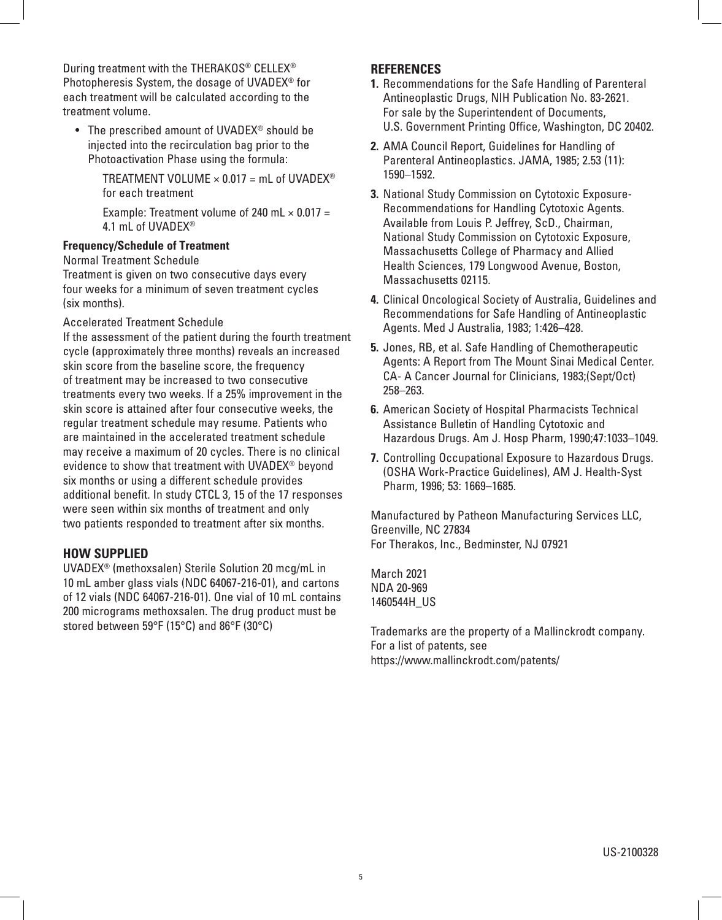During treatment with the THERAKOS® CELLEX® Photopheresis System, the dosage of UVADEX® for each treatment will be calculated according to the treatment volume.

- The prescribed amount of UVADEX® should be injected into the recirculation bag prior to the Photoactivation Phase using the formula:

  TREATMENT VOLUME × 0.017 = mL of UVADEX® for each treatment

  Example: Treatment volume of 240 mL × 0.017 = 4.1 mL of UVADEX®

**Frequency/Schedule of Treatment**

Normal Treatment Schedule

Treatment is given on two consecutive days every four weeks for a minimum of seven treatment cycles (six months).

Accelerated Treatment Schedule

If the assessment of the patient during the fourth treatment cycle (approximately three months) reveals an increased skin score from the baseline score, the frequency of treatment may be increased to two consecutive treatments every two weeks. If a 25% improvement in the skin score is attained after four consecutive weeks, the regular treatment schedule may resume. Patients who are maintained in the accelerated treatment schedule may receive a maximum of 20 cycles. There is no clinical evidence to show that treatment with UVADEX® beyond six months or using a different schedule provides additional benefit. In study CTCL 3, 15 of the 17 responses were seen within six months of treatment and only two patients responded to treatment after six months.

## HOW SUPPLIED

UVADEX® (methoxsalen) Sterile Solution 20 mcg/mL in 10 mL amber glass vials (NDC 64067-216-01), and cartons of 12 vials (NDC 64067-216-01). One vial of 10 mL contains 200 micrograms methoxsalen. The drug product must be stored between 59°F (15°C) and 86°F (30°C)

## REFERENCES

1. Recommendations for the Safe Handling of Parenteral Antineoplastic Drugs, NIH Publication No. 83-2621. For sale by the Superintendent of Documents, U.S. Government Printing Office, Washington, DC 20402.
2. AMA Council Report, Guidelines for Handling of Parenteral Antineoplastics. JAMA, 1985; 2.53 (11): 1590–1592.
3. National Study Commission on Cytotoxic Exposure-Recommendations for Handling Cytotoxic Agents. Available from Louis P. Jeffrey, ScD., Chairman, National Study Commission on Cytotoxic Exposure, Massachusetts College of Pharmacy and Allied Health Sciences, 179 Longwood Avenue, Boston, Massachusetts 02115.
4. Clinical Oncological Society of Australia, Guidelines and Recommendations for Safe Handling of Antineoplastic Agents. Med J Australia, 1983; 1:426–428.
5. Jones, RB, et al. Safe Handling of Chemotherapeutic Agents: A Report from The Mount Sinai Medical Center. CA- A Cancer Journal for Clinicians, 1983;(Sept/Oct) 258–263.
6. American Society of Hospital Pharmacists Technical Assistance Bulletin of Handling Cytotoxic and Hazardous Drugs. Am J. Hosp Pharm, 1990;47:1033–1049.
7. Controlling Occupational Exposure to Hazardous Drugs. (OSHA Work-Practice Guidelines), AM J. Health-Syst Pharm, 1996; 53: 1669–1685.

Manufactured by Patheon Manufacturing Services LLC, Greenville, NC 27834
For Therakos, Inc., Bedminster, NJ 07921

March 2021
NDA 20-969
1460544H_US

Trademarks are the property of a Mallinckrodt company.
For a list of patents, see
https://www.mallinckrodt.com/patents/

US-2100328